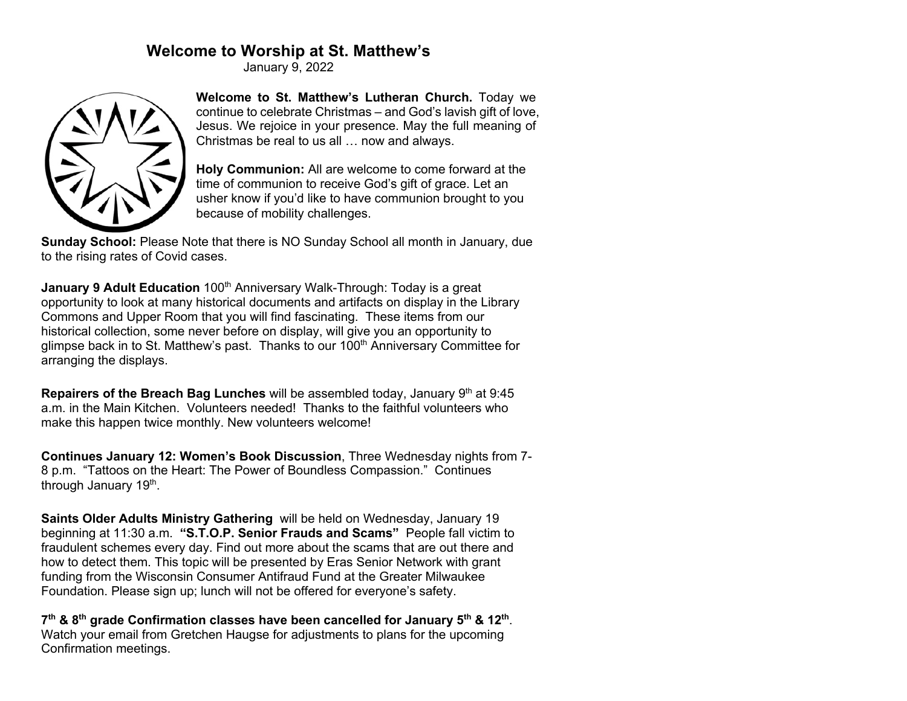# Welcome to Worship at St. Matthew's

January 9, 2022

**Welcome to St. Matthew's Lutheran Church.** Today we continue to celebrate Christmas – and God's lavish gift of love, Jesus. We rejoice in your presence. May the full meaning of Christmas be real to us all … now and always.

**Holy Communion:** All are welcome to come forward at the time of communion to receive God's gift of grace. Let an usher know if you'd like to have communion brought to you because of mobility challenges.

**Sunday School:** Please Note that there is NO Sunday School all month in January, due to the rising rates of Covid cases.

**January 9 Adult Education** 100th Anniversary Walk-Through: Today is a great opportunity to look at many historical documents and artifacts on display in the Library Commons and Upper Room that you will find fascinating. These items from our historical collection, some never before on display, will give you an opportunity to glimpse back in to St. Matthew's past. Thanks to our 100th Anniversary Committee for arranging the displays.

**Repairers of the Breach Bag Lunches** will be assembled today, January 9th at 9:45 a.m. in the Main Kitchen. Volunteers needed! Thanks to the faithful volunteers who make this happen twice monthly. New volunteers welcome!

**Continues January 12: Women's Book Discussion**, Three Wednesday nights from 7-8 p.m. "Tattoos on the Heart: The Power of Boundless Compassion." Continues through January 19th.

**Saints Older Adults Ministry Gathering** will be held on Wednesday, January 19 beginning at 11:30 a.m. **"S.T.O.P. Senior Frauds and Scams"** People fall victim to fraudulent schemes every day. Find out more about the scams that are out there and how to detect them. This topic will be presented by Eras Senior Network with grant funding from the Wisconsin Consumer Antifraud Fund at the Greater Milwaukee Foundation. Please sign up; lunch will not be offered for everyone's safety.

**7th & 8th grade Confirmation classes have been cancelled for January 5th & 12th**. Watch your email from Gretchen Haugse for adjustments to plans for the upcoming Confirmation meetings.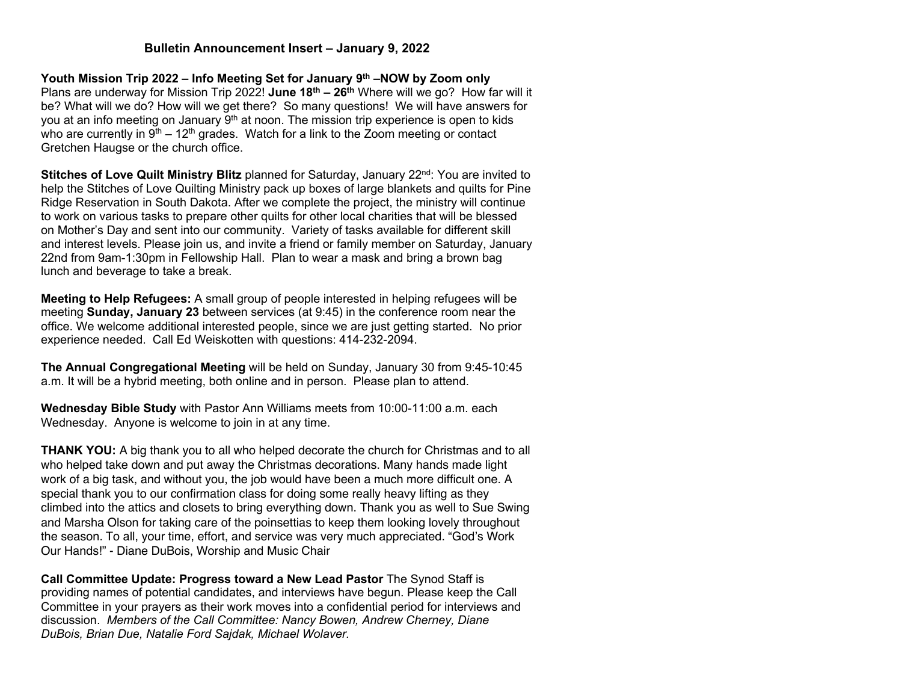## Bulletin Announcement Insert – January 9, 2022

**Youth Mission Trip 2022 – Info Meeting Set for January 9th –NOW by Zoom only**
Plans are underway for Mission Trip 2022! **June 18th – 26th** Where will we go? How far will it be? What will we do? How will we get there? So many questions! We will have answers for you at an info meeting on January 9th at noon. The mission trip experience is open to kids who are currently in 9th – 12th grades. Watch for a link to the Zoom meeting or contact Gretchen Haugse or the church office.

**Stitches of Love Quilt Ministry Blitz** planned for Saturday, January 22nd: You are invited to help the Stitches of Love Quilting Ministry pack up boxes of large blankets and quilts for Pine Ridge Reservation in South Dakota. After we complete the project, the ministry will continue to work on various tasks to prepare other quilts for other local charities that will be blessed on Mother's Day and sent into our community. Variety of tasks available for different skill and interest levels. Please join us, and invite a friend or family member on Saturday, January 22nd from 9am-1:30pm in Fellowship Hall. Plan to wear a mask and bring a brown bag lunch and beverage to take a break.

**Meeting to Help Refugees:** A small group of people interested in helping refugees will be meeting **Sunday, January 23** between services (at 9:45) in the conference room near the office. We welcome additional interested people, since we are just getting started. No prior experience needed. Call Ed Weiskotten with questions: 414-232-2094.

**The Annual Congregational Meeting** will be held on Sunday, January 30 from 9:45-10:45 a.m. It will be a hybrid meeting, both online and in person. Please plan to attend.

**Wednesday Bible Study** with Pastor Ann Williams meets from 10:00-11:00 a.m. each Wednesday. Anyone is welcome to join in at any time.

**THANK YOU:** A big thank you to all who helped decorate the church for Christmas and to all who helped take down and put away the Christmas decorations. Many hands made light work of a big task, and without you, the job would have been a much more difficult one. A special thank you to our confirmation class for doing some really heavy lifting as they climbed into the attics and closets to bring everything down. Thank you as well to Sue Swing and Marsha Olson for taking care of the poinsettias to keep them looking lovely throughout the season. To all, your time, effort, and service was very much appreciated. "God's Work Our Hands!" - Diane DuBois, Worship and Music Chair

**Call Committee Update: Progress toward a New Lead Pastor** The Synod Staff is providing names of potential candidates, and interviews have begun. Please keep the Call Committee in your prayers as their work moves into a confidential period for interviews and discussion. *Members of the Call Committee: Nancy Bowen, Andrew Cherney, Diane DuBois, Brian Due, Natalie Ford Sajdak, Michael Wolaver.*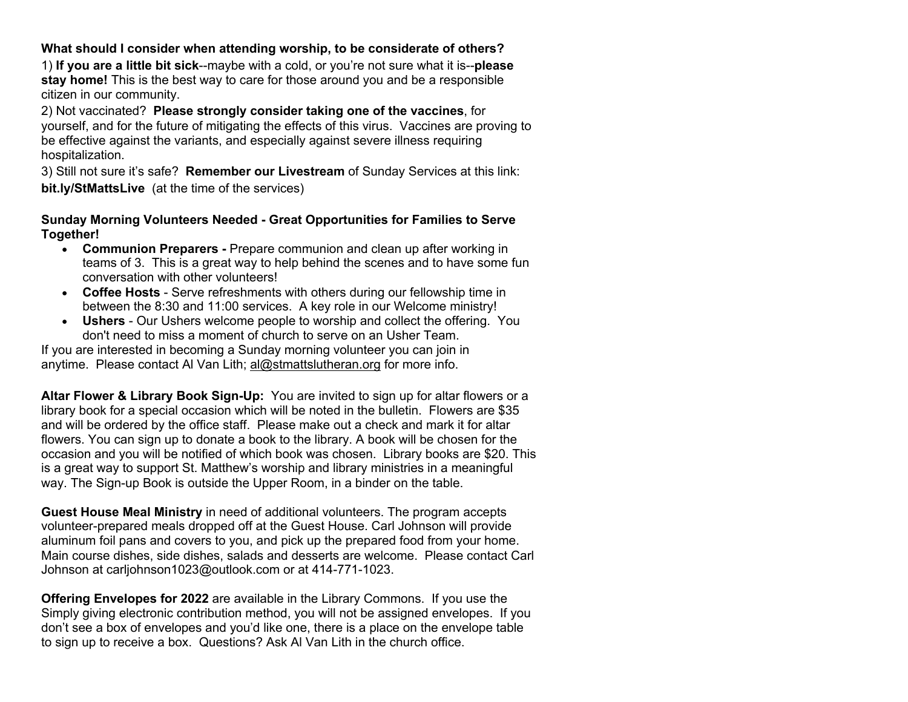**What should I consider when attending worship, to be considerate of others?**

1) **If you are a little bit sick**--maybe with a cold, or you're not sure what it is--**please stay home!** This is the best way to care for those around you and be a responsible citizen in our community.

2) Not vaccinated? **Please strongly consider taking one of the vaccines**, for yourself, and for the future of mitigating the effects of this virus. Vaccines are proving to be effective against the variants, and especially against severe illness requiring hospitalization.

3) Still not sure it's safe? **Remember our Livestream** of Sunday Services at this link: **bit.ly/StMattsLive** (at the time of the services)

**Sunday Morning Volunteers Needed - Great Opportunities for Families to Serve Together!**

- **Communion Preparers -** Prepare communion and clean up after working in teams of 3. This is a great way to help behind the scenes and to have some fun conversation with other volunteers!
- **Coffee Hosts** - Serve refreshments with others during our fellowship time in between the 8:30 and 11:00 services. A key role in our Welcome ministry!
- **Ushers** - Our Ushers welcome people to worship and collect the offering. You don't need to miss a moment of church to serve on an Usher Team.

If you are interested in becoming a Sunday morning volunteer you can join in anytime. Please contact Al Van Lith; al@stmattslutheran.org for more info.

**Altar Flower & Library Book Sign-Up:** You are invited to sign up for altar flowers or a library book for a special occasion which will be noted in the bulletin. Flowers are $35 and will be ordered by the office staff. Please make out a check and mark it for altar flowers. You can sign up to donate a book to the library. A book will be chosen for the occasion and you will be notified of which book was chosen. Library books are $20. This is a great way to support St. Matthew's worship and library ministries in a meaningful way. The Sign-up Book is outside the Upper Room, in a binder on the table.

**Guest House Meal Ministry** in need of additional volunteers. The program accepts volunteer-prepared meals dropped off at the Guest House. Carl Johnson will provide aluminum foil pans and covers to you, and pick up the prepared food from your home. Main course dishes, side dishes, salads and desserts are welcome. Please contact Carl Johnson at carljohnson1023@outlook.com or at 414-771-1023.

**Offering Envelopes for 2022** are available in the Library Commons. If you use the Simply giving electronic contribution method, you will not be assigned envelopes. If you don't see a box of envelopes and you'd like one, there is a place on the envelope table to sign up to receive a box. Questions? Ask Al Van Lith in the church office.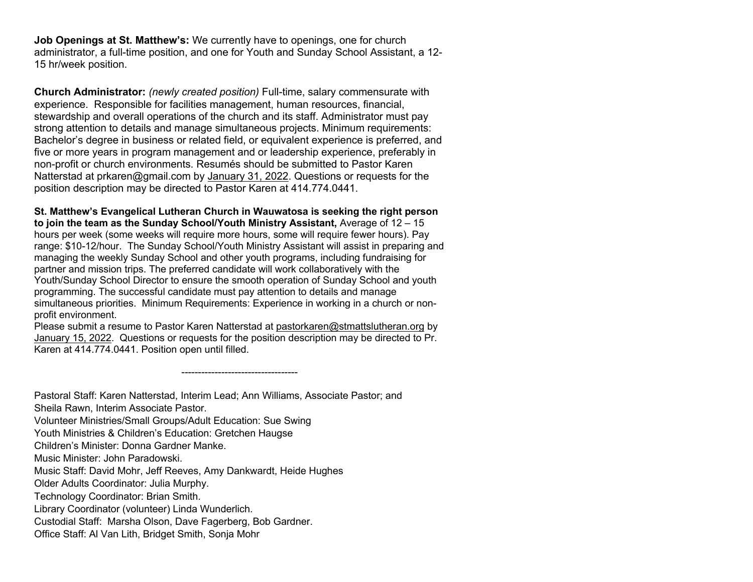**Job Openings at St. Matthew's:** We currently have to openings, one for church administrator, a full-time position, and one for Youth and Sunday School Assistant, a 12-15 hr/week position.

**Church Administrator:** *(newly created position)* Full-time, salary commensurate with experience. Responsible for facilities management, human resources, financial, stewardship and overall operations of the church and its staff. Administrator must pay strong attention to details and manage simultaneous projects. Minimum requirements: Bachelor's degree in business or related field, or equivalent experience is preferred, and five or more years in program management and or leadership experience, preferably in non-profit or church environments. Resumés should be submitted to Pastor Karen Natterstad at prkaren@gmail.com by <u>January 31, 2022</u>. Questions or requests for the position description may be directed to Pastor Karen at 414.774.0441.

**St. Matthew's Evangelical Lutheran Church in Wauwatosa is seeking the right person to join the team as the Sunday School/Youth Ministry Assistant,** Average of 12 – 15 hours per week (some weeks will require more hours, some will require fewer hours). Pay range: $10-12/hour. The Sunday School/Youth Ministry Assistant will assist in preparing and managing the weekly Sunday School and other youth programs, including fundraising for partner and mission trips. The preferred candidate will work collaboratively with the Youth/Sunday School Director to ensure the smooth operation of Sunday School and youth programming. The successful candidate must pay attention to details and manage simultaneous priorities. Minimum Requirements: Experience in working in a church or non-profit environment.

Please submit a resume to Pastor Karen Natterstad at <u>pastorkaren@stmattslutheran.org</u> by <u>January 15, 2022</u>. Questions or requests for the position description may be directed to Pr. Karen at 414.774.0441. Position open until filled.

-----------------------------------

Pastoral Staff: Karen Natterstad, Interim Lead; Ann Williams, Associate Pastor; and Sheila Rawn, Interim Associate Pastor.

Volunteer Ministries/Small Groups/Adult Education: Sue Swing

Youth Ministries & Children's Education: Gretchen Haugse

Children's Minister: Donna Gardner Manke.

Music Minister: John Paradowski.

Music Staff: David Mohr, Jeff Reeves, Amy Dankwardt, Heide Hughes

Older Adults Coordinator: Julia Murphy.

Technology Coordinator: Brian Smith.

Library Coordinator (volunteer) Linda Wunderlich.

Custodial Staff: Marsha Olson, Dave Fagerberg, Bob Gardner.

Office Staff: Al Van Lith, Bridget Smith, Sonja Mohr